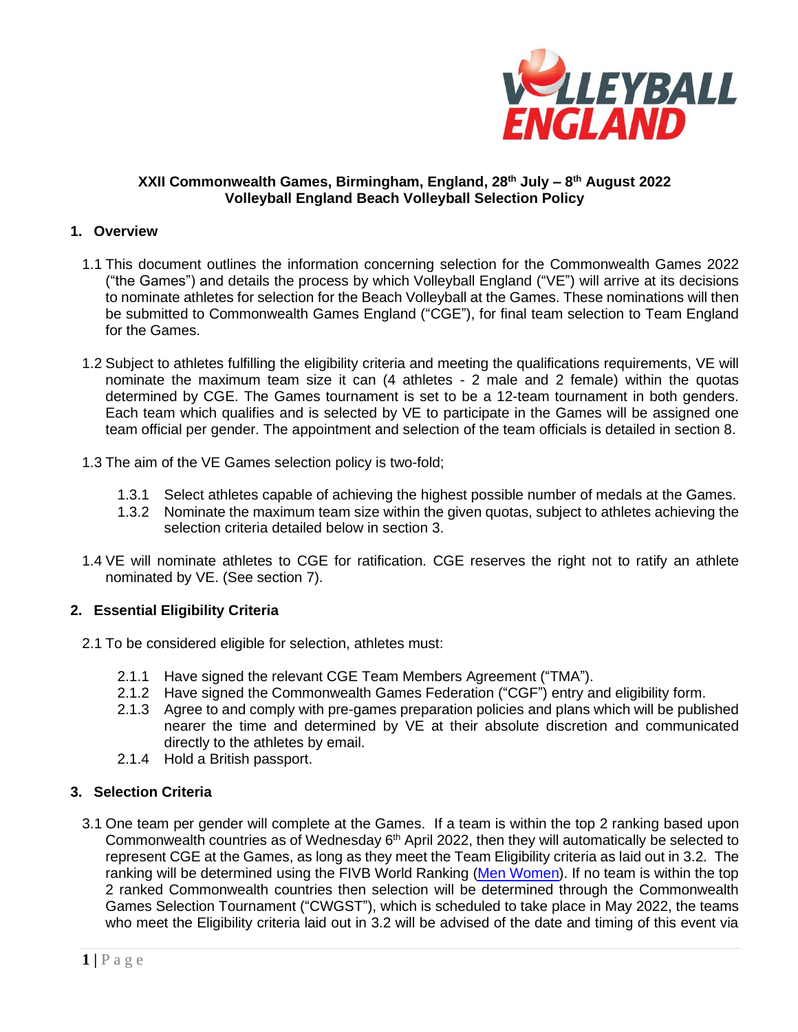**XXII Commonwealth Games, Birmingham, England, 28th July – 8th August 2022**
**Volleyball England Beach Volleyball Selection Policy**

## 1. Overview

1.1 This document outlines the information concerning selection for the Commonwealth Games 2022 ("the Games") and details the process by which Volleyball England ("VE") will arrive at its decisions to nominate athletes for selection for the Beach Volleyball at the Games. These nominations will then be submitted to Commonwealth Games England ("CGE"), for final team selection to Team England for the Games.

1.2 Subject to athletes fulfilling the eligibility criteria and meeting the qualifications requirements, VE will nominate the maximum team size it can (4 athletes - 2 male and 2 female) within the quotas determined by CGE. The Games tournament is set to be a 12-team tournament in both genders. Each team which qualifies and is selected by VE to participate in the Games will be assigned one team official per gender. The appointment and selection of the team officials is detailed in section 8.

1.3 The aim of the VE Games selection policy is two-fold;

- 1.3.1 Select athletes capable of achieving the highest possible number of medals at the Games.
- 1.3.2 Nominate the maximum team size within the given quotas, subject to athletes achieving the selection criteria detailed below in section 3.

1.4 VE will nominate athletes to CGE for ratification. CGE reserves the right not to ratify an athlete nominated by VE. (See section 7).

## 2. Essential Eligibility Criteria

2.1 To be considered eligible for selection, athletes must:

- 2.1.1 Have signed the relevant CGE Team Members Agreement ("TMA").
- 2.1.2 Have signed the Commonwealth Games Federation ("CGF") entry and eligibility form.
- 2.1.3 Agree to and comply with pre-games preparation policies and plans which will be published nearer the time and determined by VE at their absolute discretion and communicated directly to the athletes by email.
- 2.1.4 Hold a British passport.

## 3. Selection Criteria

3.1 One team per gender will complete at the Games. If a team is within the top 2 ranking based upon Commonwealth countries as of Wednesday 6th April 2022, then they will automatically be selected to represent CGE at the Games, as long as they meet the Team Eligibility criteria as laid out in 3.2. The ranking will be determined using the FIVB World Ranking (Men Women). If no team is within the top 2 ranked Commonwealth countries then selection will be determined through the Commonwealth Games Selection Tournament ("CWGST"), which is scheduled to take place in May 2022, the teams who meet the Eligibility criteria laid out in 3.2 will be advised of the date and timing of this event via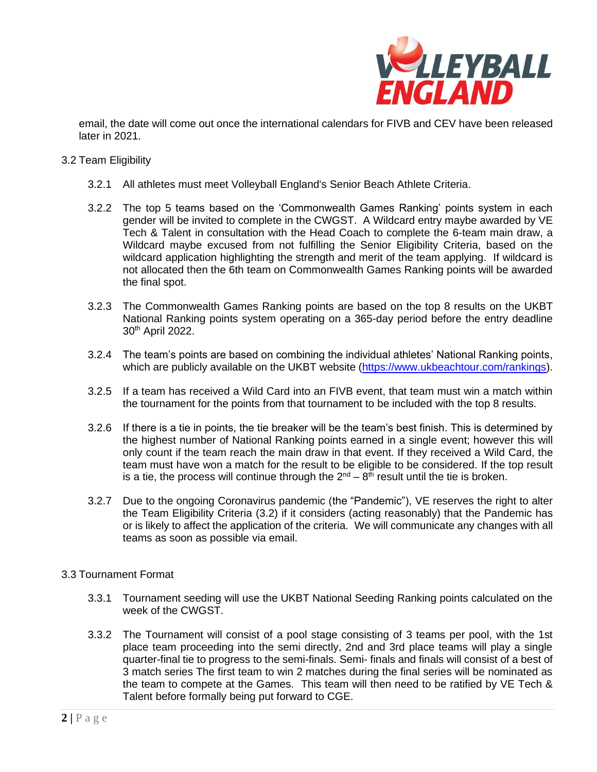email, the date will come out once the international calendars for FIVB and CEV have been released later in 2021.

### 3.2 Team Eligibility

3.2.1 All athletes must meet Volleyball England's Senior Beach Athlete Criteria.

3.2.2 The top 5 teams based on the 'Commonwealth Games Ranking' points system in each gender will be invited to complete in the CWGST. A Wildcard entry maybe awarded by VE Tech & Talent in consultation with the Head Coach to complete the 6-team main draw, a Wildcard maybe excused from not fulfilling the Senior Eligibility Criteria, based on the wildcard application highlighting the strength and merit of the team applying. If wildcard is not allocated then the 6th team on Commonwealth Games Ranking points will be awarded the final spot.

3.2.3 The Commonwealth Games Ranking points are based on the top 8 results on the UKBT National Ranking points system operating on a 365-day period before the entry deadline 30th April 2022.

3.2.4 The team's points are based on combining the individual athletes' National Ranking points, which are publicly available on the UKBT website (https://www.ukbeachtour.com/rankings).

3.2.5 If a team has received a Wild Card into an FIVB event, that team must win a match within the tournament for the points from that tournament to be included with the top 8 results.

3.2.6 If there is a tie in points, the tie breaker will be the team's best finish. This is determined by the highest number of National Ranking points earned in a single event; however this will only count if the team reach the main draw in that event. If they received a Wild Card, the team must have won a match for the result to be eligible to be considered. If the top result is a tie, the process will continue through the 2nd – 8th result until the tie is broken.

3.2.7 Due to the ongoing Coronavirus pandemic (the "Pandemic"), VE reserves the right to alter the Team Eligibility Criteria (3.2) if it considers (acting reasonably) that the Pandemic has or is likely to affect the application of the criteria. We will communicate any changes with all teams as soon as possible via email.

### 3.3 Tournament Format

3.3.1 Tournament seeding will use the UKBT National Seeding Ranking points calculated on the week of the CWGST.

3.3.2 The Tournament will consist of a pool stage consisting of 3 teams per pool, with the 1st place team proceeding into the semi directly, 2nd and 3rd place teams will play a single quarter-final tie to progress to the semi-finals. Semi- finals and finals will consist of a best of 3 match series The first team to win 2 matches during the final series will be nominated as the team to compete at the Games. This team will then need to be ratified by VE Tech & Talent before formally being put forward to CGE.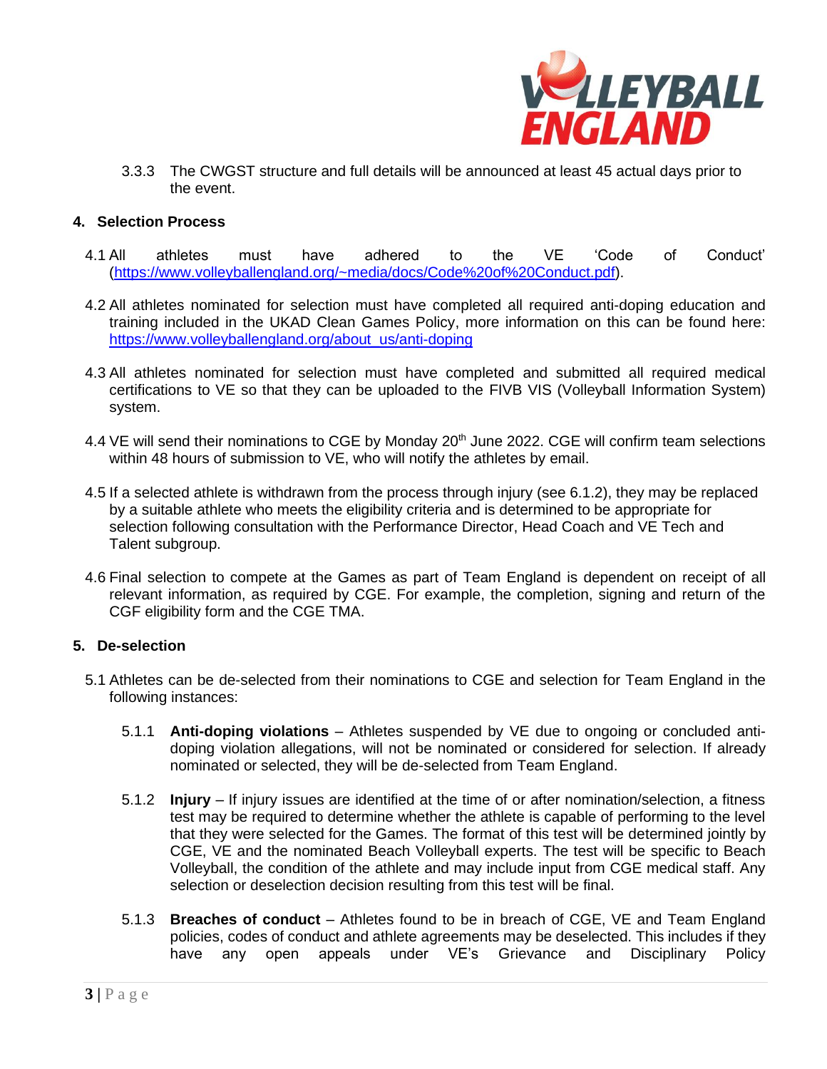3.3.3 The CWGST structure and full details will be announced at least 45 actual days prior to the event.

## 4. Selection Process

4.1 All athletes must have adhered to the VE 'Code of Conduct' (https://www.volleyballengland.org/~media/docs/Code%20of%20Conduct.pdf).

4.2 All athletes nominated for selection must have completed all required anti-doping education and training included in the UKAD Clean Games Policy, more information on this can be found here: https://www.volleyballengland.org/about_us/anti-doping

4.3 All athletes nominated for selection must have completed and submitted all required medical certifications to VE so that they can be uploaded to the FIVB VIS (Volleyball Information System) system.

4.4 VE will send their nominations to CGE by Monday 20th June 2022. CGE will confirm team selections within 48 hours of submission to VE, who will notify the athletes by email.

4.5 If a selected athlete is withdrawn from the process through injury (see 6.1.2), they may be replaced by a suitable athlete who meets the eligibility criteria and is determined to be appropriate for selection following consultation with the Performance Director, Head Coach and VE Tech and Talent subgroup.

4.6 Final selection to compete at the Games as part of Team England is dependent on receipt of all relevant information, as required by CGE. For example, the completion, signing and return of the CGF eligibility form and the CGE TMA.

## 5. De-selection

5.1 Athletes can be de-selected from their nominations to CGE and selection for Team England in the following instances:

5.1.1 **Anti-doping violations** – Athletes suspended by VE due to ongoing or concluded anti-doping violation allegations, will not be nominated or considered for selection. If already nominated or selected, they will be de-selected from Team England.

5.1.2 **Injury** – If injury issues are identified at the time of or after nomination/selection, a fitness test may be required to determine whether the athlete is capable of performing to the level that they were selected for the Games. The format of this test will be determined jointly by CGE, VE and the nominated Beach Volleyball experts. The test will be specific to Beach Volleyball, the condition of the athlete and may include input from CGE medical staff. Any selection or deselection decision resulting from this test will be final.

5.1.3 **Breaches of conduct** – Athletes found to be in breach of CGE, VE and Team England policies, codes of conduct and athlete agreements may be deselected. This includes if they have any open appeals under VE's Grievance and Disciplinary Policy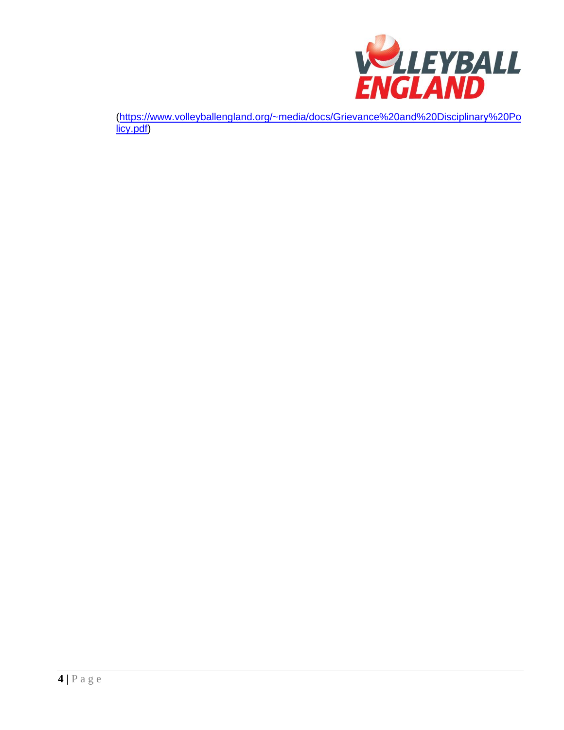(https://www.volleyballengland.org/~media/docs/Grievance%20and%20Disciplinary%20Policy.pdf)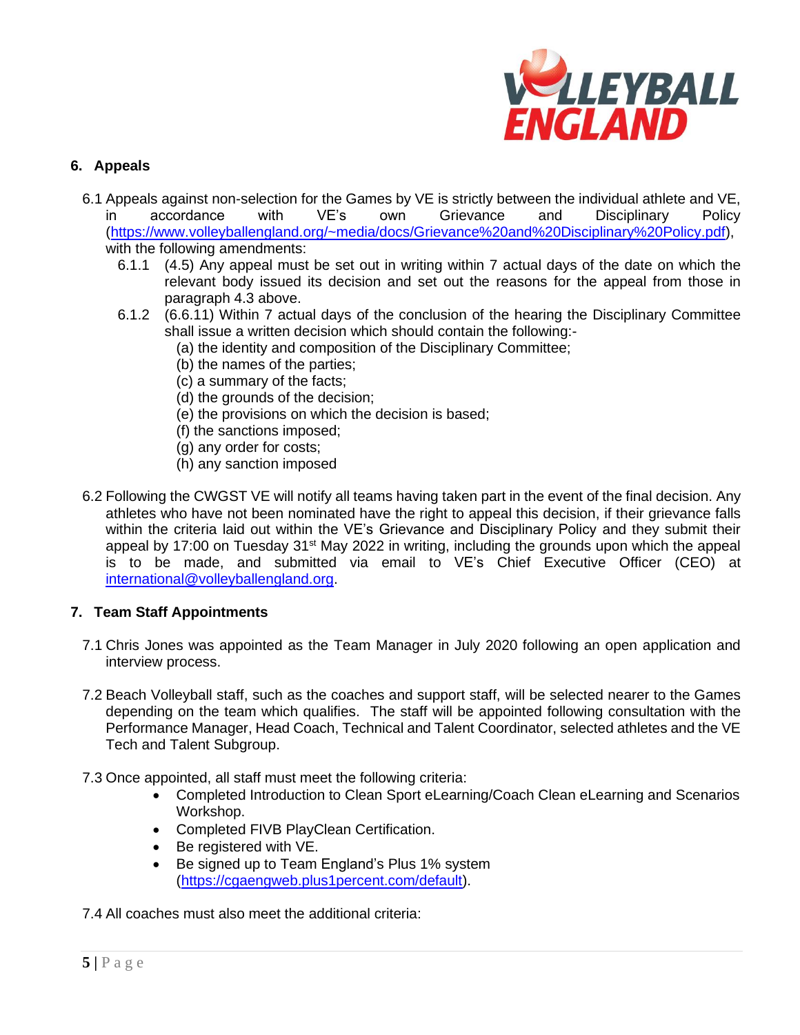## 6. Appeals

6.1 Appeals against non-selection for the Games by VE is strictly between the individual athlete and VE, in accordance with VE's own Grievance and Disciplinary Policy (https://www.volleyballengland.org/~media/docs/Grievance%20and%20Disciplinary%20Policy.pdf), with the following amendments:

- 6.1.1 (4.5) Any appeal must be set out in writing within 7 actual days of the date on which the relevant body issued its decision and set out the reasons for the appeal from those in paragraph 4.3 above.
- 6.1.2 (6.6.11) Within 7 actual days of the conclusion of the hearing the Disciplinary Committee shall issue a written decision which should contain the following:-
  - (a) the identity and composition of the Disciplinary Committee;
  - (b) the names of the parties;
  - (c) a summary of the facts;
  - (d) the grounds of the decision;
  - (e) the provisions on which the decision is based;
  - (f) the sanctions imposed;
  - (g) any order for costs;
  - (h) any sanction imposed

6.2 Following the CWGST VE will notify all teams having taken part in the event of the final decision. Any athletes who have not been nominated have the right to appeal this decision, if their grievance falls within the criteria laid out within the VE's Grievance and Disciplinary Policy and they submit their appeal by 17:00 on Tuesday 31st May 2022 in writing, including the grounds upon which the appeal is to be made, and submitted via email to VE's Chief Executive Officer (CEO) at international@volleyballengland.org.

## 7. Team Staff Appointments

7.1 Chris Jones was appointed as the Team Manager in July 2020 following an open application and interview process.

7.2 Beach Volleyball staff, such as the coaches and support staff, will be selected nearer to the Games depending on the team which qualifies. The staff will be appointed following consultation with the Performance Manager, Head Coach, Technical and Talent Coordinator, selected athletes and the VE Tech and Talent Subgroup.

7.3 Once appointed, all staff must meet the following criteria:

- Completed Introduction to Clean Sport eLearning/Coach Clean eLearning and Scenarios Workshop.
- Completed FIVB PlayClean Certification.
- Be registered with VE.
- Be signed up to Team England's Plus 1% system (https://cgaengweb.plus1percent.com/default).

7.4 All coaches must also meet the additional criteria: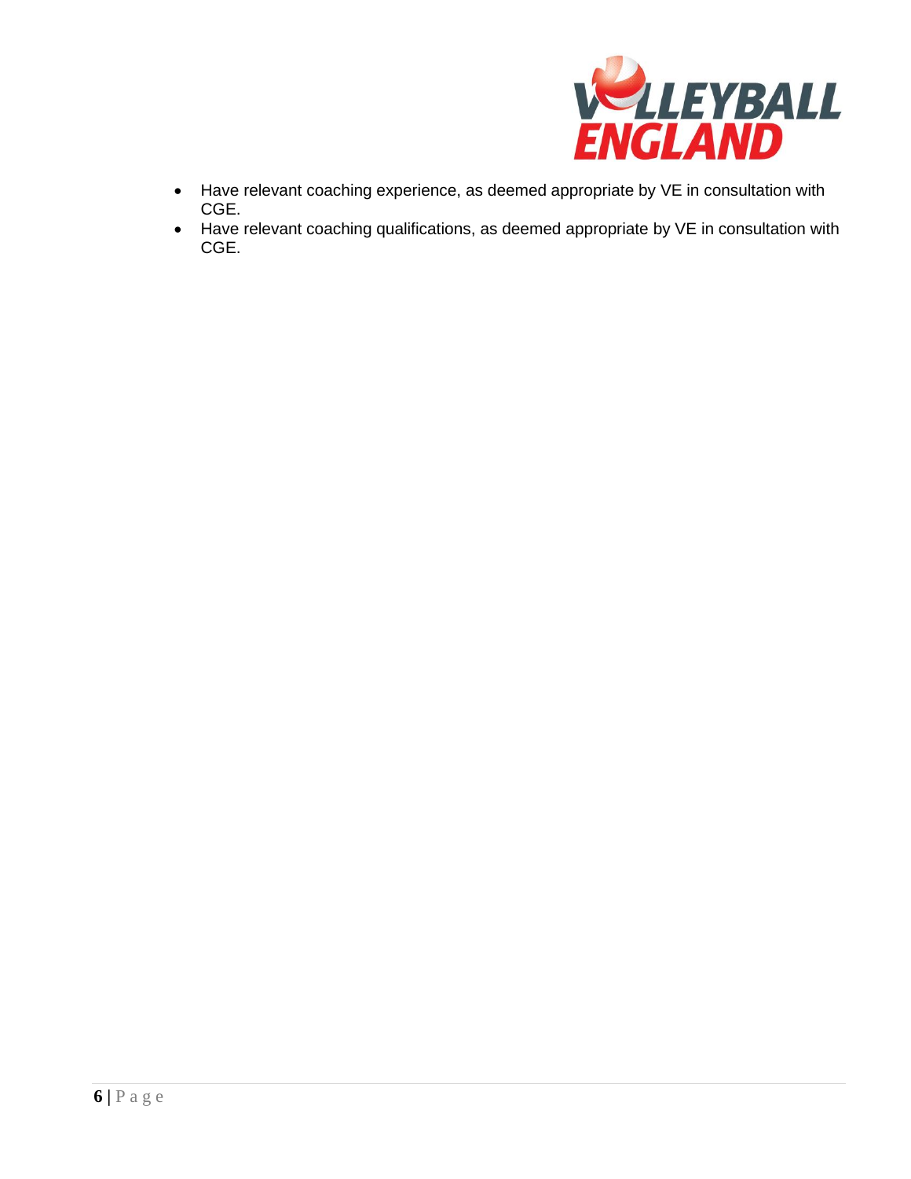- Have relevant coaching experience, as deemed appropriate by VE in consultation with CGE.
- Have relevant coaching qualifications, as deemed appropriate by VE in consultation with CGE.